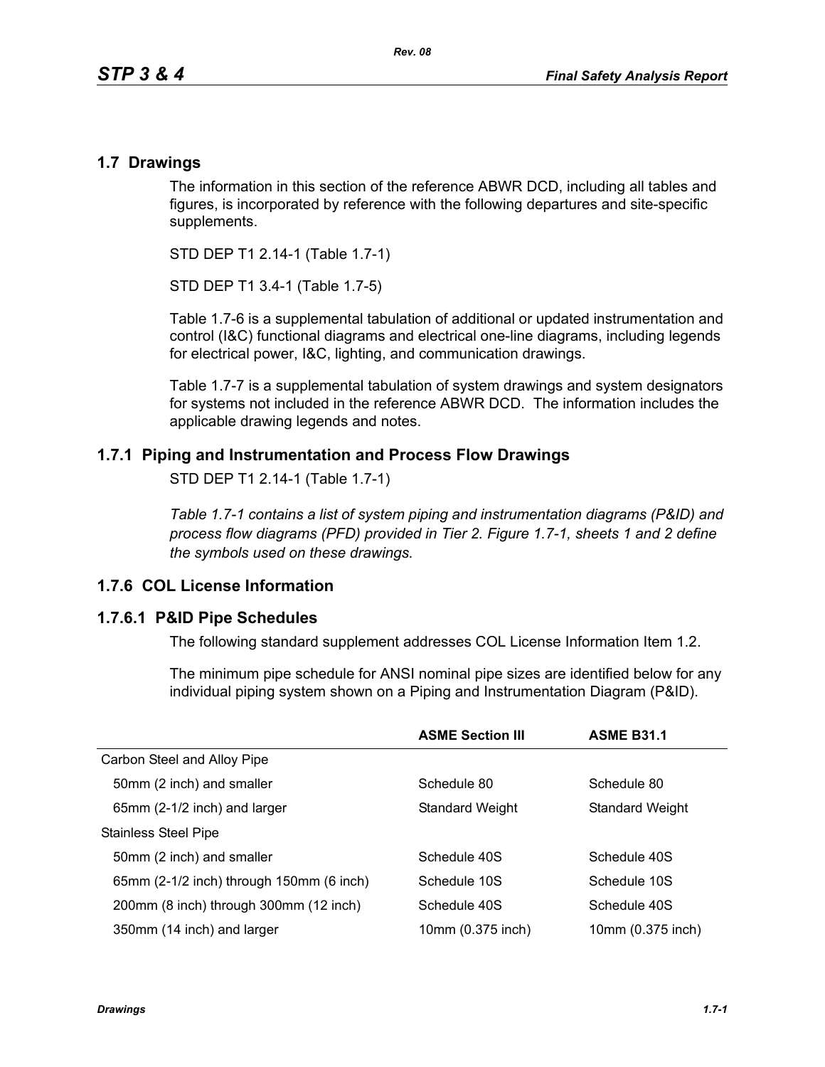## 1.7 Drawings

The information in this section of the reference ABWR DCD, including all tables and figures, is incorporated by reference with the following departures and site-specific supplements.

STD DEP T1 2.14-1 (Table 1.7-1)

STD DEP T1 3.4-1 (Table 1.7-5)

Table 1.7-6 is a supplemental tabulation of additional or updated instrumentation and control (I&C) functional diagrams and electrical one-line diagrams, including legends for electrical power, I&C, lighting, and communication drawings.

Table 1.7-7 is a supplemental tabulation of system drawings and system designators for systems not included in the reference ABWR DCD. The information includes the applicable drawing legends and notes.

### 1.7.1 Piping and Instrumentation and Process Flow Drawings

STD DEP T1 2.14-1 (Table 1.7-1)

*Table 1.7-1 contains a list of system piping and instrumentation diagrams (P&ID) and process flow diagrams (PFD) provided in Tier 2. Figure 1.7-1, sheets 1 and 2 define the symbols used on these drawings.*

### 1.7.6 COL License Information

#### 1.7.6.1 P&ID Pipe Schedules

The following standard supplement addresses COL License Information Item 1.2.

The minimum pipe schedule for ANSI nominal pipe sizes are identified below for any individual piping system shown on a Piping and Instrumentation Diagram (P&ID).

| | ASME Section III | ASME B31.1 |
|---|---|---|
| Carbon Steel and Alloy Pipe | | |
| 50mm (2 inch) and smaller | Schedule 80 | Schedule 80 |
| 65mm (2-1/2 inch) and larger | Standard Weight | Standard Weight |
| Stainless Steel Pipe | | |
| 50mm (2 inch) and smaller | Schedule 40S | Schedule 40S |
| 65mm (2-1/2 inch) through 150mm (6 inch) | Schedule 10S | Schedule 10S |
| 200mm (8 inch) through 300mm (12 inch) | Schedule 40S | Schedule 40S |
| 350mm (14 inch) and larger | 10mm (0.375 inch) | 10mm (0.375 inch) |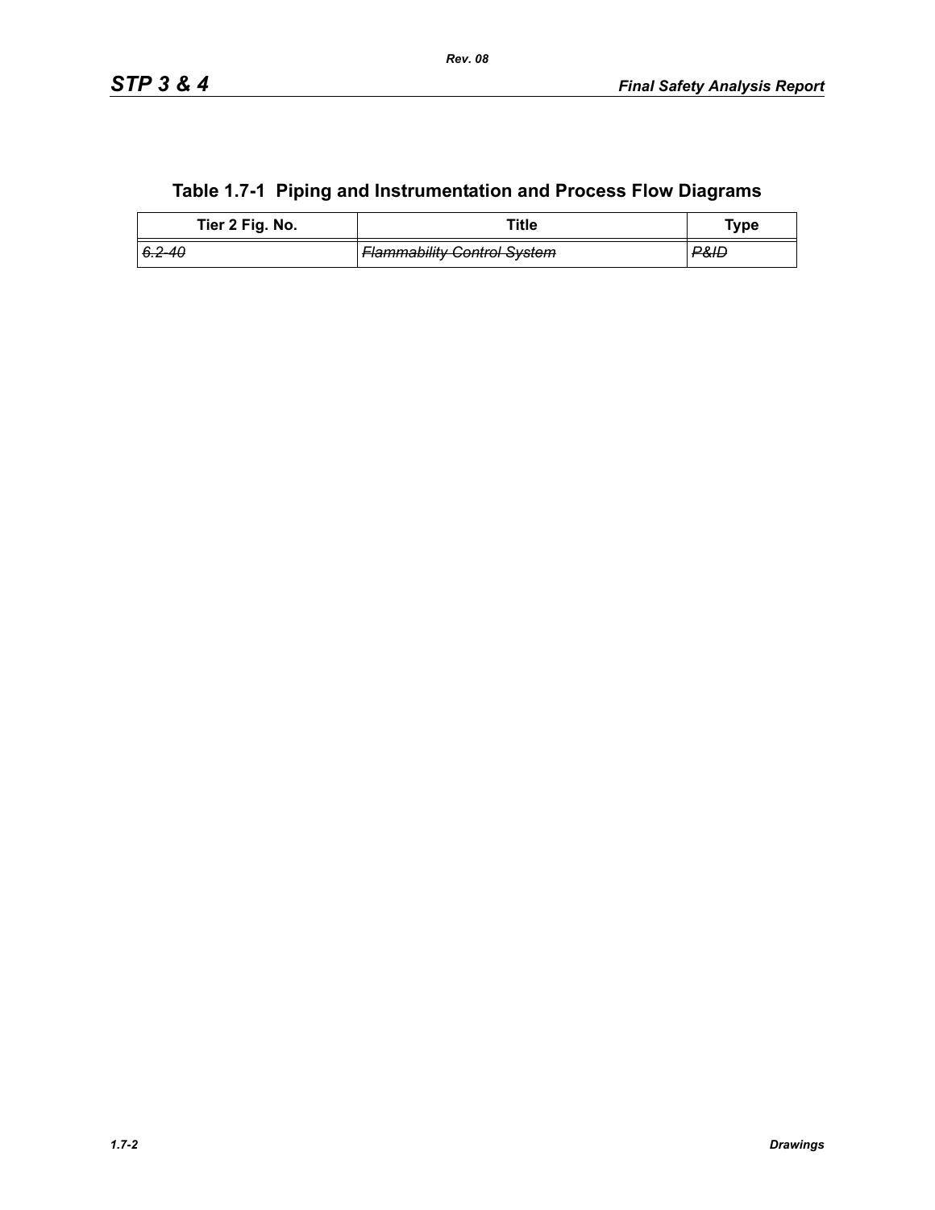## Table 1.7-1 Piping and Instrumentation and Process Flow Diagrams

| Tier 2 Fig. No. | Title | Type |
|---|---|---|
| ~~*6.2-40*~~ | ~~*Flammability Control System*~~ | ~~*P&ID*~~ |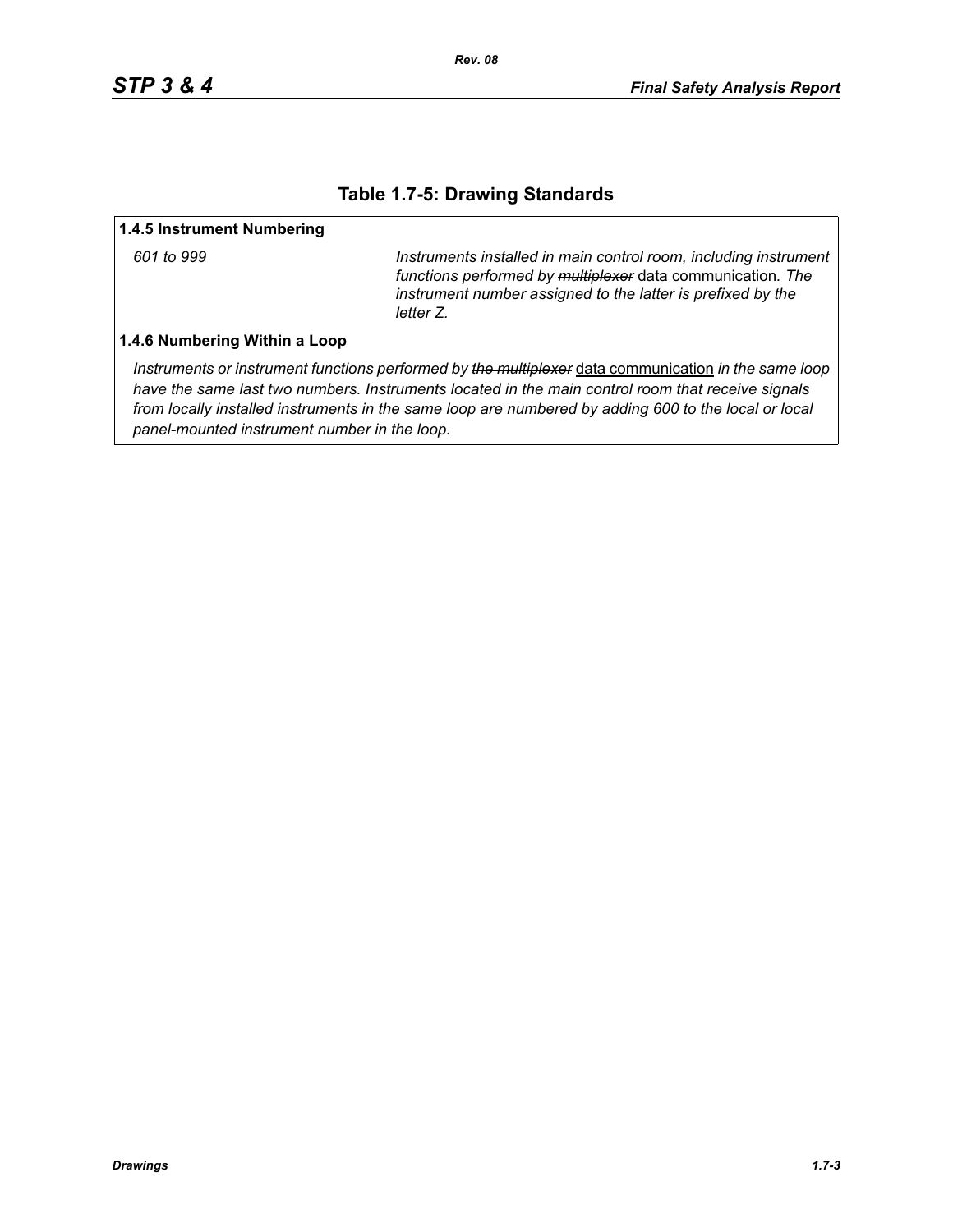## Table 1.7-5: Drawing Standards

**1.4.5 Instrument Numbering**

| | |
|---|---|
| *601 to 999* | *Instruments installed in main control room, including instrument functions performed by ~~multiplexer~~* <u>data communication</u>*. The instrument number assigned to the latter is prefixed by the letter Z.* |

**1.4.6 Numbering Within a Loop**

*Instruments or instrument functions performed by ~~the multiplexer~~* <u>data communication</u> *in the same loop have the same last two numbers. Instruments located in the main control room that receive signals from locally installed instruments in the same loop are numbered by adding 600 to the local or local panel-mounted instrument number in the loop.*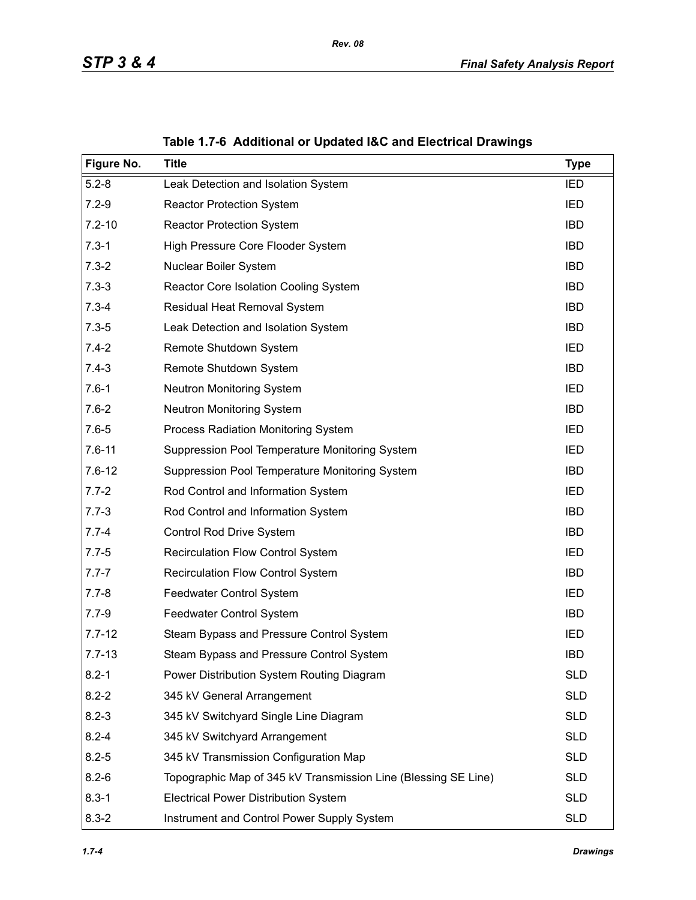Table 1.7-6  Additional or Updated I&C and Electrical Drawings

| Figure No. | Title | Type |
|---|---|---|
| 5.2-8 | Leak Detection and Isolation System | IED |
| 7.2-9 | Reactor Protection System | IED |
| 7.2-10 | Reactor Protection System | IBD |
| 7.3-1 | High Pressure Core Flooder System | IBD |
| 7.3-2 | Nuclear Boiler System | IBD |
| 7.3-3 | Reactor Core Isolation Cooling System | IBD |
| 7.3-4 | Residual Heat Removal System | IBD |
| 7.3-5 | Leak Detection and Isolation System | IBD |
| 7.4-2 | Remote Shutdown System | IED |
| 7.4-3 | Remote Shutdown System | IBD |
| 7.6-1 | Neutron Monitoring System | IED |
| 7.6-2 | Neutron Monitoring System | IBD |
| 7.6-5 | Process Radiation Monitoring System | IED |
| 7.6-11 | Suppression Pool Temperature Monitoring System | IED |
| 7.6-12 | Suppression Pool Temperature Monitoring System | IBD |
| 7.7-2 | Rod Control and Information System | IED |
| 7.7-3 | Rod Control and Information System | IBD |
| 7.7-4 | Control Rod Drive System | IBD |
| 7.7-5 | Recirculation Flow Control System | IED |
| 7.7-7 | Recirculation Flow Control System | IBD |
| 7.7-8 | Feedwater Control System | IED |
| 7.7-9 | Feedwater Control System | IBD |
| 7.7-12 | Steam Bypass and Pressure Control System | IED |
| 7.7-13 | Steam Bypass and Pressure Control System | IBD |
| 8.2-1 | Power Distribution System Routing Diagram | SLD |
| 8.2-2 | 345 kV General Arrangement | SLD |
| 8.2-3 | 345 kV Switchyard Single Line Diagram | SLD |
| 8.2-4 | 345 kV Switchyard Arrangement | SLD |
| 8.2-5 | 345 kV Transmission Configuration Map | SLD |
| 8.2-6 | Topographic Map of 345 kV Transmission Line (Blessing SE Line) | SLD |
| 8.3-1 | Electrical Power Distribution System | SLD |
| 8.3-2 | Instrument and Control Power Supply System | SLD |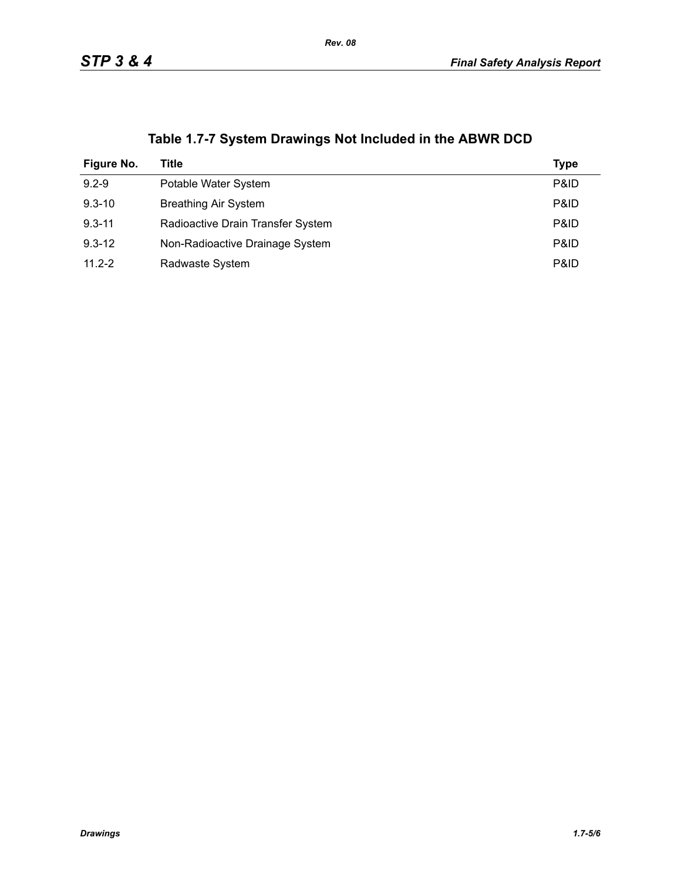## Table 1.7-7 System Drawings Not Included in the ABWR DCD

| Figure No. | Title | Type |
|---|---|---|
| 9.2-9 | Potable Water System | P&ID |
| 9.3-10 | Breathing Air System | P&ID |
| 9.3-11 | Radioactive Drain Transfer System | P&ID |
| 9.3-12 | Non-Radioactive Drainage System | P&ID |
| 11.2-2 | Radwaste System | P&ID |